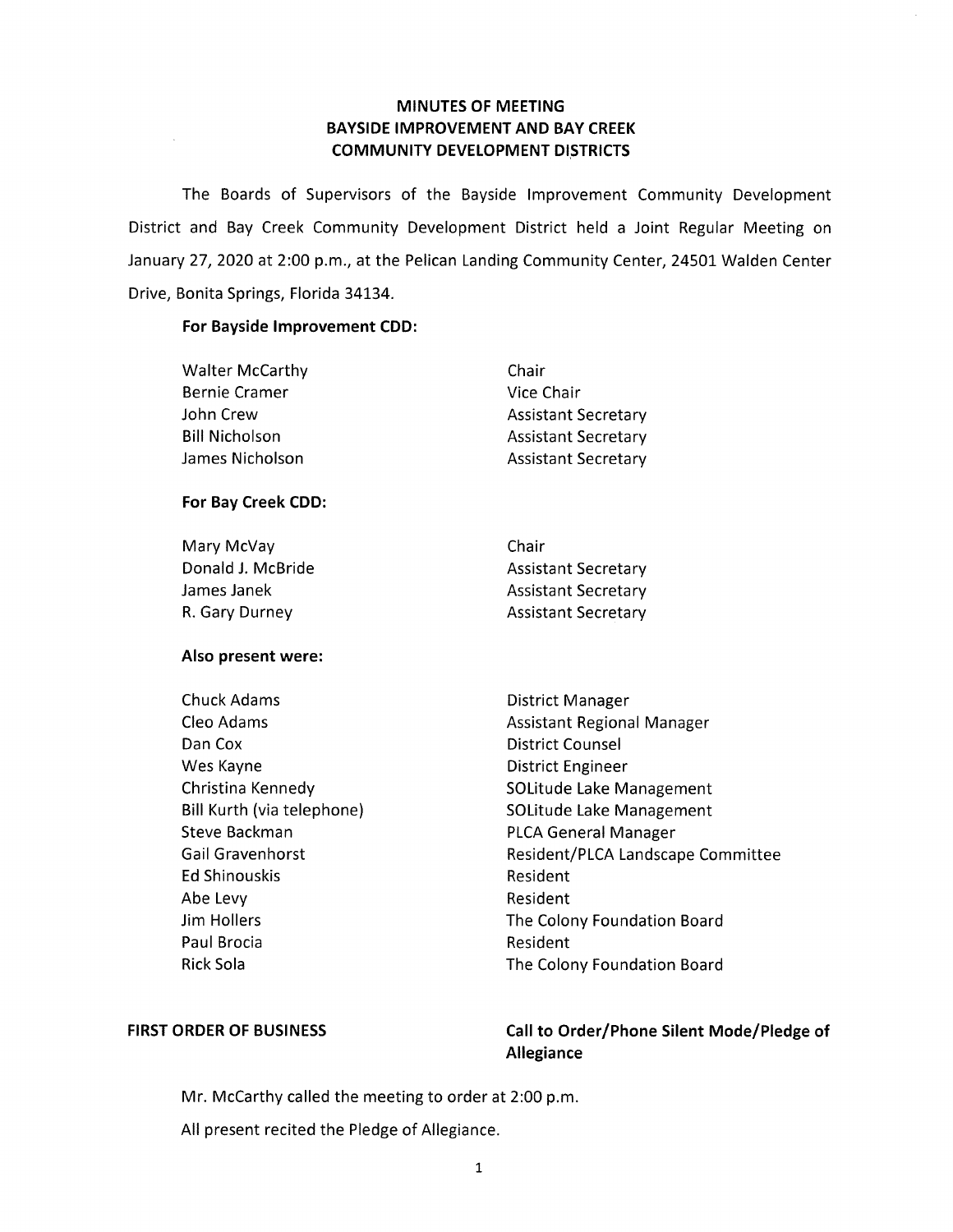# MINUTES OF MEETING
# BAYSIDE IMPROVEMENT AND BAY CREEK COMMUNITY DEVELOPMENT DISTRICTS

The Boards of Supervisors of the Bayside Improvement Community Development District and Bay Creek Community Development District held a Joint Regular Meeting on January 27, 2020 at 2:00 p.m., at the Pelican Landing Community Center, 24501 Walden Center Drive, Bonita Springs, Florida 34134.

**For Bayside Improvement CDD:**

| | |
|---|---|
| Walter McCarthy | Chair |
| Bernie Cramer | Vice Chair |
| John Crew | Assistant Secretary |
| Bill Nicholson | Assistant Secretary |
| James Nicholson | Assistant Secretary |

**For Bay Creek CDD:**

| | |
|---|---|
| Mary McVay | Chair |
| Donald J. McBride | Assistant Secretary |
| James Janek | Assistant Secretary |
| R. Gary Durney | Assistant Secretary |

**Also present were:**

| | |
|---|---|
| Chuck Adams | District Manager |
| Cleo Adams | Assistant Regional Manager |
| Dan Cox | District Counsel |
| Wes Kayne | District Engineer |
| Christina Kennedy | SOLitude Lake Management |
| Bill Kurth (via telephone) | SOLitude Lake Management |
| Steve Backman | PLCA General Manager |
| Gail Gravenhorst | Resident/PLCA Landscape Committee |
| Ed Shinouskis | Resident |
| Abe Levy | Resident |
| Jim Hollers | The Colony Foundation Board |
| Paul Brocia | Resident |
| Rick Sola | The Colony Foundation Board |

**FIRST ORDER OF BUSINESS** **Call to Order/Phone Silent Mode/Pledge of Allegiance**

Mr. McCarthy called the meeting to order at 2:00 p.m.

All present recited the Pledge of Allegiance.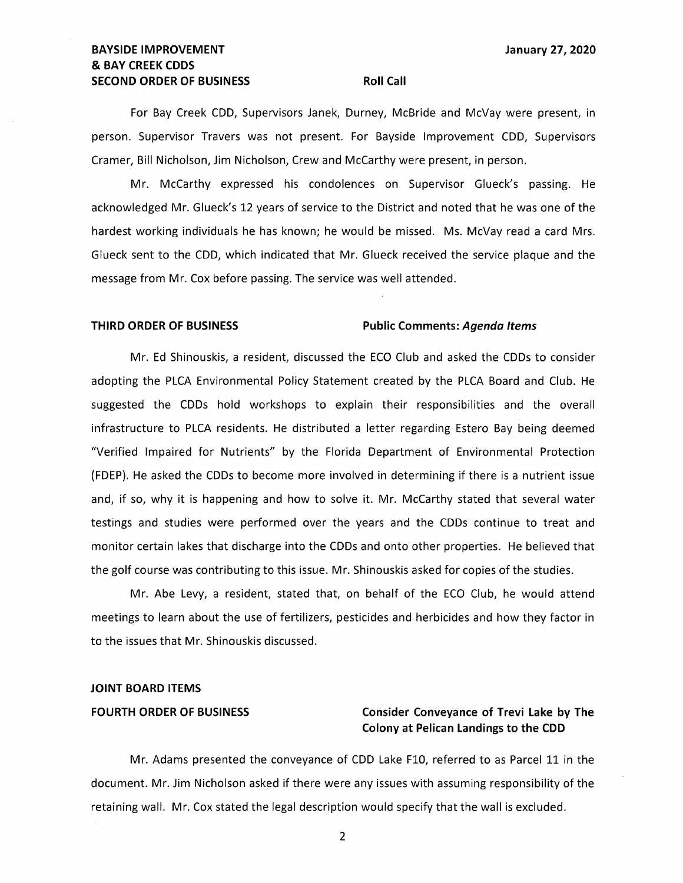**SECOND ORDER OF BUSINESS** **Roll Call**

For Bay Creek CDD, Supervisors Janek, Durney, McBride and McVay were present, in person. Supervisor Travers was not present. For Bayside Improvement CDD, Supervisors Cramer, Bill Nicholson, Jim Nicholson, Crew and McCarthy were present, in person.

Mr. McCarthy expressed his condolences on Supervisor Glueck's passing. He acknowledged Mr. Glueck's 12 years of service to the District and noted that he was one of the hardest working individuals he has known; he would be missed. Ms. McVay read a card Mrs. Glueck sent to the CDD, which indicated that Mr. Glueck received the service plaque and the message from Mr. Cox before passing. The service was well attended.

**THIRD ORDER OF BUSINESS** **Public Comments: *Agenda Items***

Mr. Ed Shinouskis, a resident, discussed the ECO Club and asked the CDDs to consider adopting the PLCA Environmental Policy Statement created by the PLCA Board and Club. He suggested the CDDs hold workshops to explain their responsibilities and the overall infrastructure to PLCA residents. He distributed a letter regarding Estero Bay being deemed "Verified Impaired for Nutrients" by the Florida Department of Environmental Protection (FDEP). He asked the CDDs to become more involved in determining if there is a nutrient issue and, if so, why it is happening and how to solve it. Mr. McCarthy stated that several water testings and studies were performed over the years and the CDDs continue to treat and monitor certain lakes that discharge into the CDDs and onto other properties. He believed that the golf course was contributing to this issue. Mr. Shinouskis asked for copies of the studies.

Mr. Abe Levy, a resident, stated that, on behalf of the ECO Club, he would attend meetings to learn about the use of fertilizers, pesticides and herbicides and how they factor in to the issues that Mr. Shinouskis discussed.

**JOINT BOARD ITEMS**

**FOURTH ORDER OF BUSINESS** **Consider Conveyance of Trevi Lake by The Colony at Pelican Landings to the CDD**

Mr. Adams presented the conveyance of CDD Lake F10, referred to as Parcel 11 in the document. Mr. Jim Nicholson asked if there were any issues with assuming responsibility of the retaining wall. Mr. Cox stated the legal description would specify that the wall is excluded.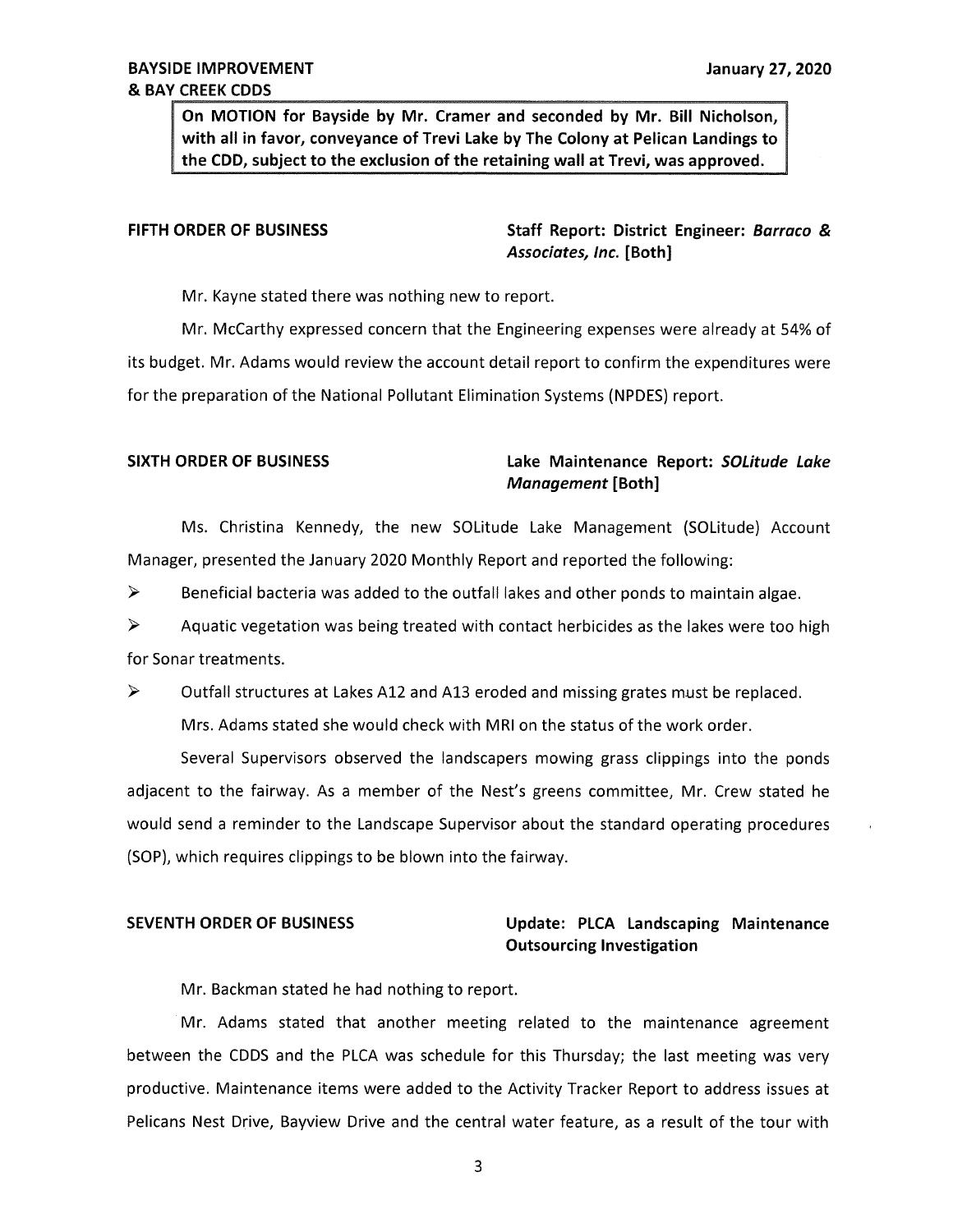**On MOTION for Bayside by Mr. Cramer and seconded by Mr. Bill Nicholson, with all in favor, conveyance of Trevi Lake by The Colony at Pelican Landings to the CDD, subject to the exclusion of the retaining wall at Trevi, was approved.**

**FIFTH ORDER OF BUSINESS** **Staff Report: District Engineer: *Barraco & Associates, Inc.* [Both]**

Mr. Kayne stated there was nothing new to report.

Mr. McCarthy expressed concern that the Engineering expenses were already at 54% of its budget. Mr. Adams would review the account detail report to confirm the expenditures were for the preparation of the National Pollutant Elimination Systems (NPDES) report.

**SIXTH ORDER OF BUSINESS** **Lake Maintenance Report: *SOLitude Lake Management* [Both]**

Ms. Christina Kennedy, the new SOLitude Lake Management (SOLitude) Account Manager, presented the January 2020 Monthly Report and reported the following:

- Beneficial bacteria was added to the outfall lakes and other ponds to maintain algae.
- Aquatic vegetation was being treated with contact herbicides as the lakes were too high for Sonar treatments.
- Outfall structures at Lakes A12 and A13 eroded and missing grates must be replaced.

Mrs. Adams stated she would check with MRI on the status of the work order.

Several Supervisors observed the landscapers mowing grass clippings into the ponds adjacent to the fairway. As a member of the Nest's greens committee, Mr. Crew stated he would send a reminder to the Landscape Supervisor about the standard operating procedures (SOP), which requires clippings to be blown into the fairway.

**SEVENTH ORDER OF BUSINESS** **Update: PLCA Landscaping Maintenance Outsourcing Investigation**

Mr. Backman stated he had nothing to report.

Mr. Adams stated that another meeting related to the maintenance agreement between the CDDS and the PLCA was schedule for this Thursday; the last meeting was very productive. Maintenance items were added to the Activity Tracker Report to address issues at Pelicans Nest Drive, Bayview Drive and the central water feature, as a result of the tour with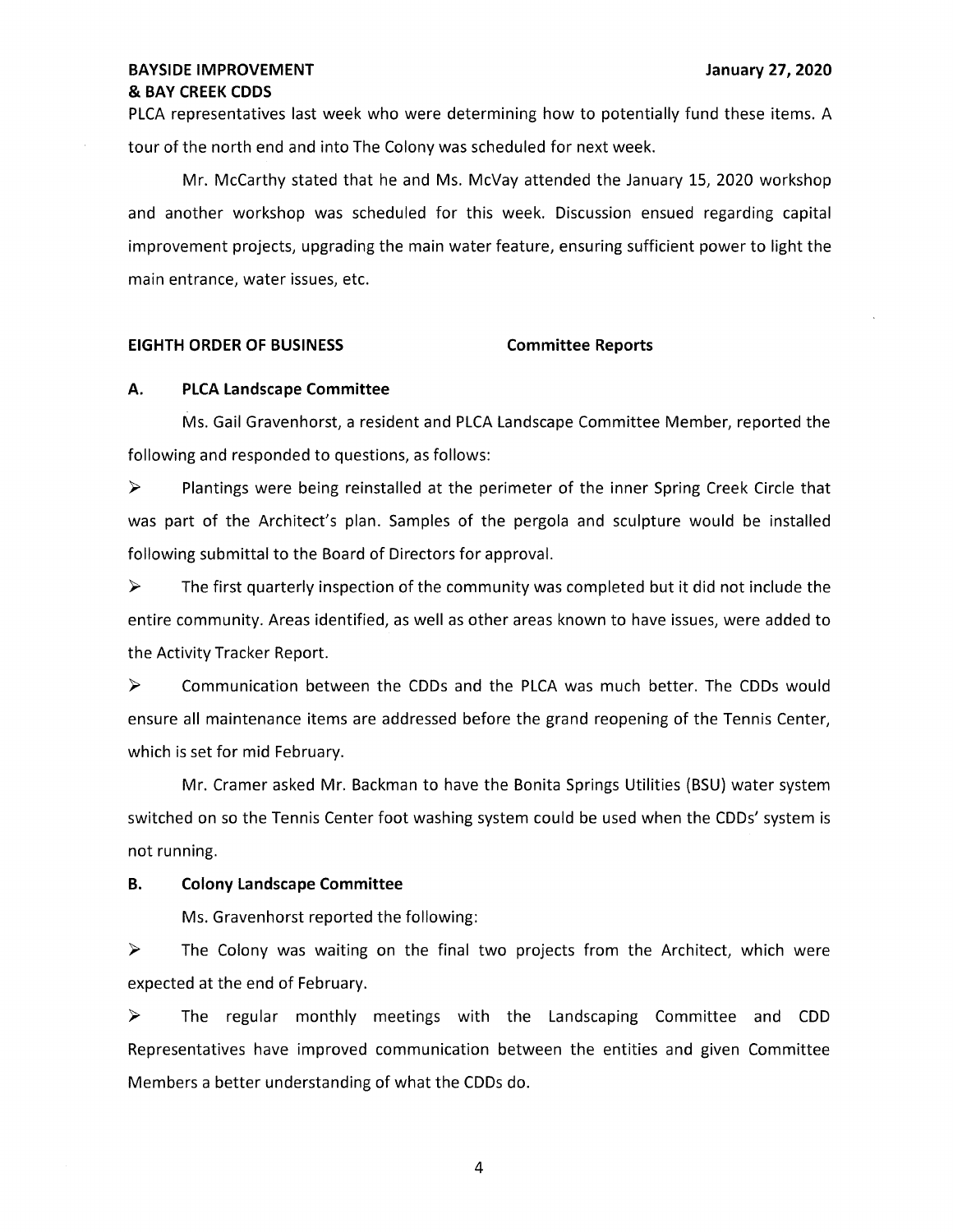PLCA representatives last week who were determining how to potentially fund these items. A tour of the north end and into The Colony was scheduled for next week.

Mr. McCarthy stated that he and Ms. McVay attended the January 15, 2020 workshop and another workshop was scheduled for this week. Discussion ensued regarding capital improvement projects, upgrading the main water feature, ensuring sufficient power to light the main entrance, water issues, etc.

## EIGHTH ORDER OF BUSINESS — Committee Reports

### A. PLCA Landscape Committee

Ms. Gail Gravenhorst, a resident and PLCA Landscape Committee Member, reported the following and responded to questions, as follows:

- Plantings were being reinstalled at the perimeter of the inner Spring Creek Circle that was part of the Architect's plan. Samples of the pergola and sculpture would be installed following submittal to the Board of Directors for approval.
- The first quarterly inspection of the community was completed but it did not include the entire community. Areas identified, as well as other areas known to have issues, were added to the Activity Tracker Report.
- Communication between the CDDs and the PLCA was much better. The CDDs would ensure all maintenance items are addressed before the grand reopening of the Tennis Center, which is set for mid February.

Mr. Cramer asked Mr. Backman to have the Bonita Springs Utilities (BSU) water system switched on so the Tennis Center foot washing system could be used when the CDDs' system is not running.

### B. Colony Landscape Committee

Ms. Gravenhorst reported the following:

- The Colony was waiting on the final two projects from the Architect, which were expected at the end of February.
- The regular monthly meetings with the Landscaping Committee and CDD Representatives have improved communication between the entities and given Committee Members a better understanding of what the CDDs do.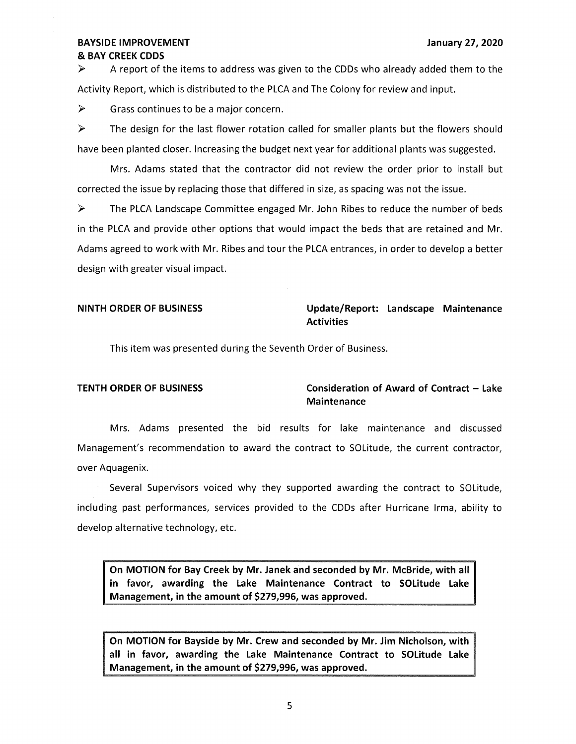- A report of the items to address was given to the CDDs who already added them to the Activity Report, which is distributed to the PLCA and The Colony for review and input.
- Grass continues to be a major concern.
- The design for the last flower rotation called for smaller plants but the flowers should have been planted closer. Increasing the budget next year for additional plants was suggested.

Mrs. Adams stated that the contractor did not review the order prior to install but corrected the issue by replacing those that differed in size, as spacing was not the issue.

- The PLCA Landscape Committee engaged Mr. John Ribes to reduce the number of beds in the PLCA and provide other options that would impact the beds that are retained and Mr. Adams agreed to work with Mr. Ribes and tour the PLCA entrances, in order to develop a better design with greater visual impact.

**NINTH ORDER OF BUSINESS** — **Update/Report: Landscape Maintenance Activities**

This item was presented during the Seventh Order of Business.

**TENTH ORDER OF BUSINESS** — **Consideration of Award of Contract – Lake Maintenance**

Mrs. Adams presented the bid results for lake maintenance and discussed Management's recommendation to award the contract to SOLitude, the current contractor, over Aquagenix.

Several Supervisors voiced why they supported awarding the contract to SOLitude, including past performances, services provided to the CDDs after Hurricane Irma, ability to develop alternative technology, etc.

> **On MOTION for Bay Creek by Mr. Janek and seconded by Mr. McBride, with all in favor, awarding the Lake Maintenance Contract to SOLitude Lake Management, in the amount of $279,996, was approved.**

> **On MOTION for Bayside by Mr. Crew and seconded by Mr. Jim Nicholson, with all in favor, awarding the Lake Maintenance Contract to SOLitude Lake Management, in the amount of $279,996, was approved.**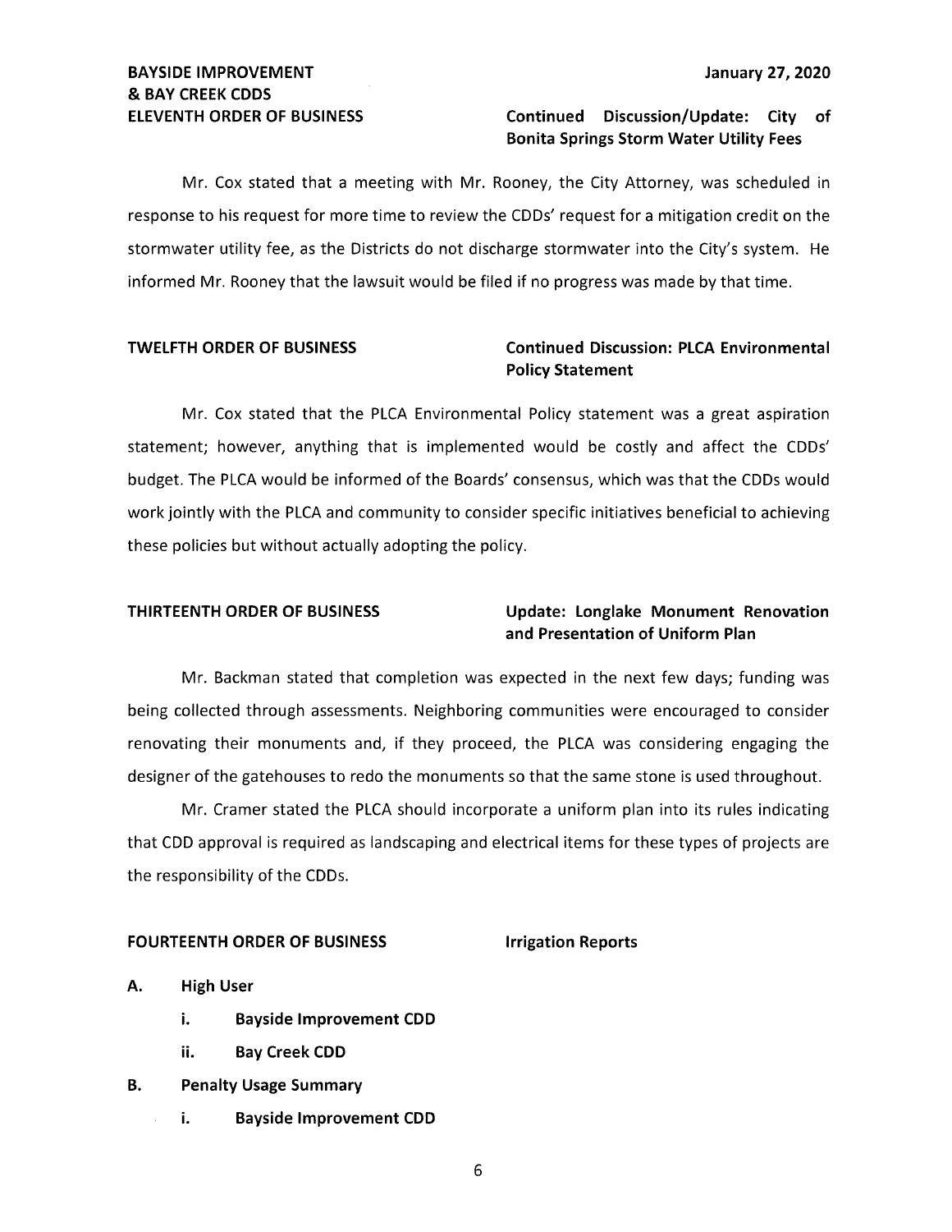**ELEVENTH ORDER OF BUSINESS** **Continued Discussion/Update: City of Bonita Springs Storm Water Utility Fees**

Mr. Cox stated that a meeting with Mr. Rooney, the City Attorney, was scheduled in response to his request for more time to review the CDDs' request for a mitigation credit on the stormwater utility fee, as the Districts do not discharge stormwater into the City's system. He informed Mr. Rooney that the lawsuit would be filed if no progress was made by that time.

**TWELFTH ORDER OF BUSINESS** **Continued Discussion: PLCA Environmental Policy Statement**

Mr. Cox stated that the PLCA Environmental Policy statement was a great aspiration statement; however, anything that is implemented would be costly and affect the CDDs' budget. The PLCA would be informed of the Boards' consensus, which was that the CDDs would work jointly with the PLCA and community to consider specific initiatives beneficial to achieving these policies but without actually adopting the policy.

**THIRTEENTH ORDER OF BUSINESS** **Update: Longlake Monument Renovation and Presentation of Uniform Plan**

Mr. Backman stated that completion was expected in the next few days; funding was being collected through assessments. Neighboring communities were encouraged to consider renovating their monuments and, if they proceed, the PLCA was considering engaging the designer of the gatehouses to redo the monuments so that the same stone is used throughout.

Mr. Cramer stated the PLCA should incorporate a uniform plan into its rules indicating that CDD approval is required as landscaping and electrical items for these types of projects are the responsibility of the CDDs.

**FOURTEENTH ORDER OF BUSINESS** **Irrigation Reports**

**A. High User**

- **i. Bayside Improvement CDD**
- **ii. Bay Creek CDD**

**B. Penalty Usage Summary**

- **i. Bayside Improvement CDD**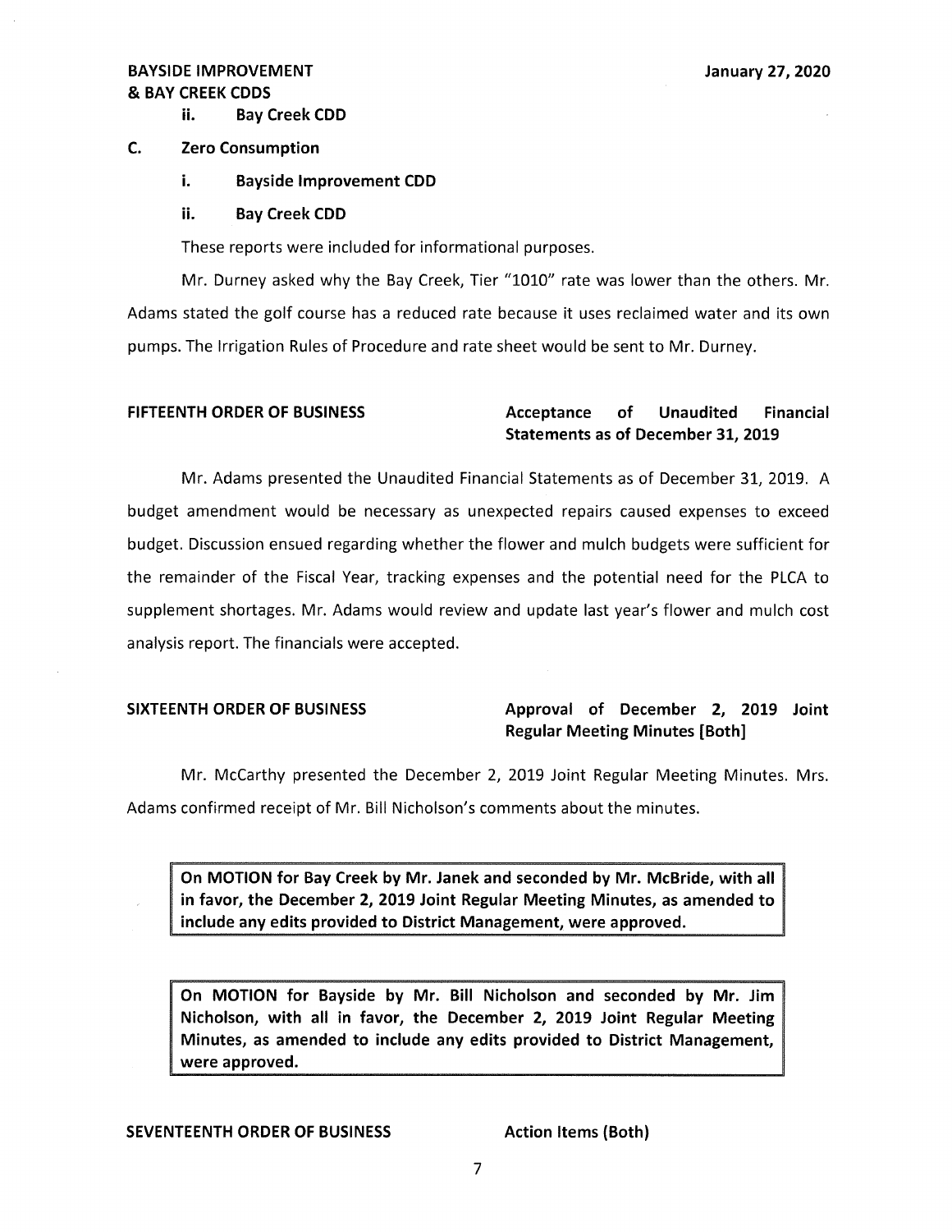ii. **Bay Creek CDD**

**C. Zero Consumption**

i. **Bayside Improvement CDD**

ii. **Bay Creek CDD**

These reports were included for informational purposes.

Mr. Durney asked why the Bay Creek, Tier "1010" rate was lower than the others. Mr. Adams stated the golf course has a reduced rate because it uses reclaimed water and its own pumps. The Irrigation Rules of Procedure and rate sheet would be sent to Mr. Durney.

**FIFTEENTH ORDER OF BUSINESS** — **Acceptance of Unaudited Financial Statements as of December 31, 2019**

Mr. Adams presented the Unaudited Financial Statements as of December 31, 2019. A budget amendment would be necessary as unexpected repairs caused expenses to exceed budget. Discussion ensued regarding whether the flower and mulch budgets were sufficient for the remainder of the Fiscal Year, tracking expenses and the potential need for the PLCA to supplement shortages. Mr. Adams would review and update last year's flower and mulch cost analysis report. The financials were accepted.

**SIXTEENTH ORDER OF BUSINESS** — **Approval of December 2, 2019 Joint Regular Meeting Minutes [Both]**

Mr. McCarthy presented the December 2, 2019 Joint Regular Meeting Minutes. Mrs. Adams confirmed receipt of Mr. Bill Nicholson's comments about the minutes.

> **On MOTION for Bay Creek by Mr. Janek and seconded by Mr. McBride, with all in favor, the December 2, 2019 Joint Regular Meeting Minutes, as amended to include any edits provided to District Management, were approved.**

> **On MOTION for Bayside by Mr. Bill Nicholson and seconded by Mr. Jim Nicholson, with all in favor, the December 2, 2019 Joint Regular Meeting Minutes, as amended to include any edits provided to District Management, were approved.**

**SEVENTEENTH ORDER OF BUSINESS** — **Action Items (Both)**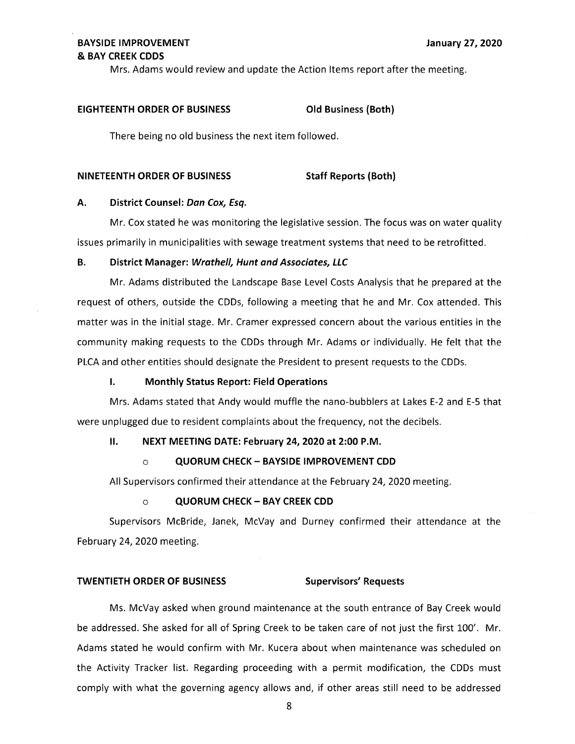Mrs. Adams would review and update the Action Items report after the meeting.

**EIGHTEENTH ORDER OF BUSINESS** **Old Business (Both)**

There being no old business the next item followed.

**NINETEENTH ORDER OF BUSINESS** **Staff Reports (Both)**

**A. District Counsel: *Dan Cox, Esq.***

Mr. Cox stated he was monitoring the legislative session. The focus was on water quality issues primarily in municipalities with sewage treatment systems that need to be retrofitted.

**B. District Manager: *Wrathell, Hunt and Associates, LLC***

Mr. Adams distributed the Landscape Base Level Costs Analysis that he prepared at the request of others, outside the CDDs, following a meeting that he and Mr. Cox attended. This matter was in the initial stage. Mr. Cramer expressed concern about the various entities in the community making requests to the CDDs through Mr. Adams or individually. He felt that the PLCA and other entities should designate the President to present requests to the CDDs.

**I. Monthly Status Report: Field Operations**

Mrs. Adams stated that Andy would muffle the nano-bubblers at Lakes E-2 and E-5 that were unplugged due to resident complaints about the frequency, not the decibels.

**II. NEXT MEETING DATE: February 24, 2020 at 2:00 P.M.**

- **QUORUM CHECK – BAYSIDE IMPROVEMENT CDD**

All Supervisors confirmed their attendance at the February 24, 2020 meeting.

- **QUORUM CHECK – BAY CREEK CDD**

Supervisors McBride, Janek, McVay and Durney confirmed their attendance at the February 24, 2020 meeting.

**TWENTIETH ORDER OF BUSINESS** **Supervisors' Requests**

Ms. McVay asked when ground maintenance at the south entrance of Bay Creek would be addressed. She asked for all of Spring Creek to be taken care of not just the first 100'. Mr. Adams stated he would confirm with Mr. Kucera about when maintenance was scheduled on the Activity Tracker list. Regarding proceeding with a permit modification, the CDDs must comply with what the governing agency allows and, if other areas still need to be addressed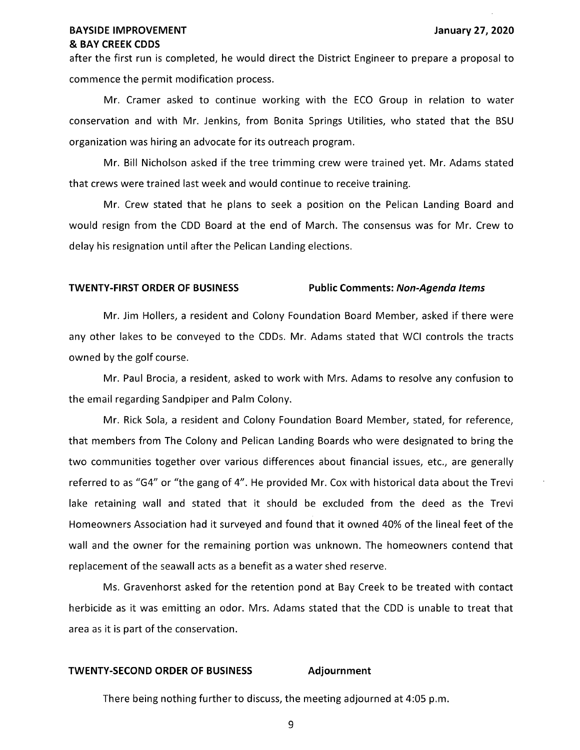after the first run is completed, he would direct the District Engineer to prepare a proposal to commence the permit modification process.

Mr. Cramer asked to continue working with the ECO Group in relation to water conservation and with Mr. Jenkins, from Bonita Springs Utilities, who stated that the BSU organization was hiring an advocate for its outreach program.

Mr. Bill Nicholson asked if the tree trimming crew were trained yet. Mr. Adams stated that crews were trained last week and would continue to receive training.

Mr. Crew stated that he plans to seek a position on the Pelican Landing Board and would resign from the CDD Board at the end of March. The consensus was for Mr. Crew to delay his resignation until after the Pelican Landing elections.

**TWENTY-FIRST ORDER OF BUSINESS** **Public Comments: *Non-Agenda Items***

Mr. Jim Hollers, a resident and Colony Foundation Board Member, asked if there were any other lakes to be conveyed to the CDDs. Mr. Adams stated that WCI controls the tracts owned by the golf course.

Mr. Paul Brocia, a resident, asked to work with Mrs. Adams to resolve any confusion to the email regarding Sandpiper and Palm Colony.

Mr. Rick Sola, a resident and Colony Foundation Board Member, stated, for reference, that members from The Colony and Pelican Landing Boards who were designated to bring the two communities together over various differences about financial issues, etc., are generally referred to as "G4" or "the gang of 4". He provided Mr. Cox with historical data about the Trevi lake retaining wall and stated that it should be excluded from the deed as the Trevi Homeowners Association had it surveyed and found that it owned 40% of the lineal feet of the wall and the owner for the remaining portion was unknown. The homeowners contend that replacement of the seawall acts as a benefit as a water shed reserve.

Ms. Gravenhorst asked for the retention pond at Bay Creek to be treated with contact herbicide as it was emitting an odor. Mrs. Adams stated that the CDD is unable to treat that area as it is part of the conservation.

**TWENTY-SECOND ORDER OF BUSINESS** **Adjournment**

There being nothing further to discuss, the meeting adjourned at 4:05 p.m.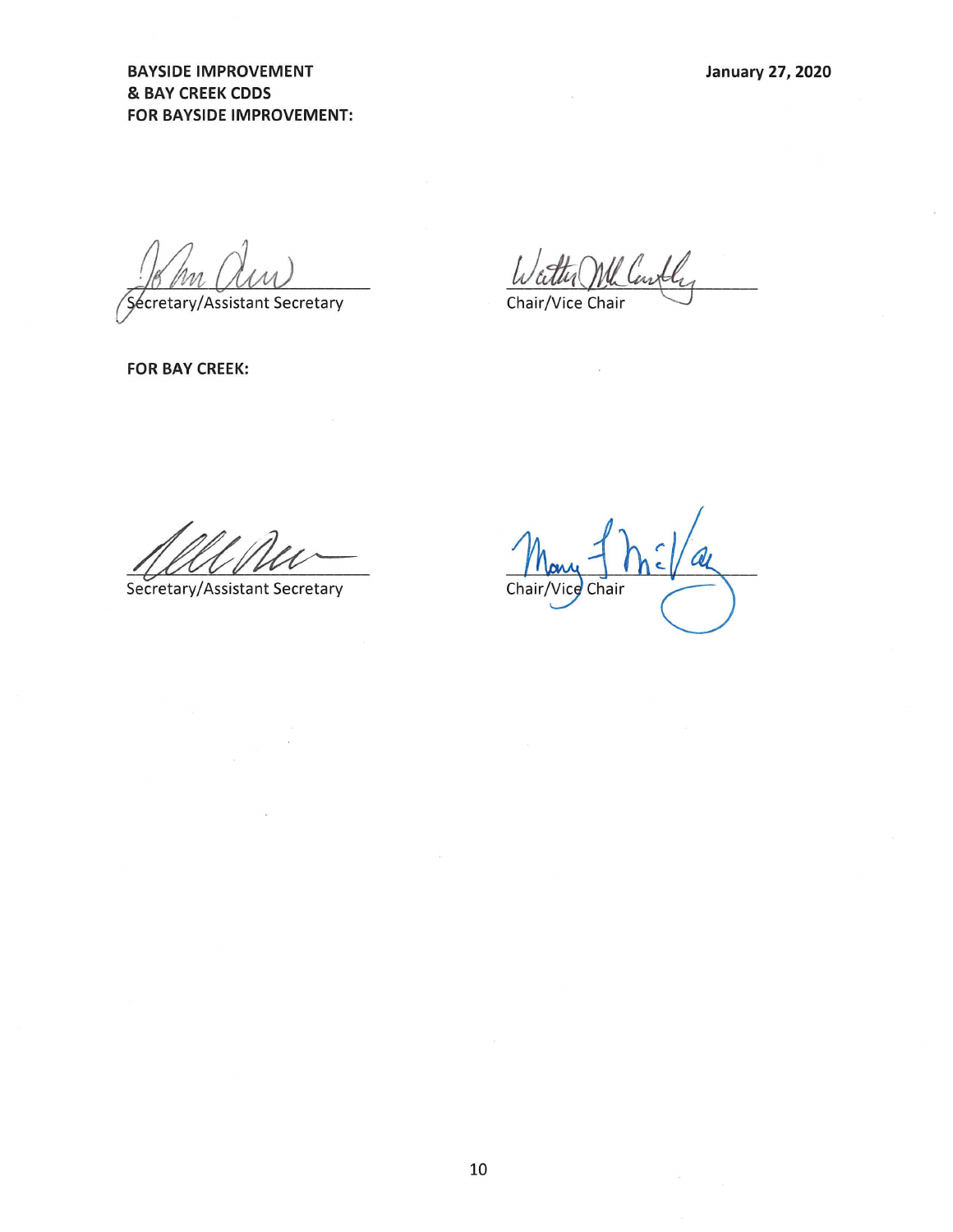**BAYSIDE IMPROVEMENT**
**& BAY CREEK CDDS**
**FOR BAYSIDE IMPROVEMENT:**

**January 27, 2020**

\_\_\_\_\_\_\_\_\_\_\_\_\_\_\_\_\_\_\_\_\_\_\_\_\_\_\_\_
Secretary/Assistant Secretary

\_\_\_\_\_\_\_\_\_\_\_\_\_\_\_\_\_\_\_\_\_\_\_\_\_\_\_\_
Chair/Vice Chair

**FOR BAY CREEK:**

\_\_\_\_\_\_\_\_\_\_\_\_\_\_\_\_\_\_\_\_\_\_\_\_\_\_\_\_
Secretary/Assistant Secretary

\_\_\_\_\_\_\_\_\_\_\_\_\_\_\_\_\_\_\_\_\_\_\_\_\_\_\_\_
Chair/Vice Chair